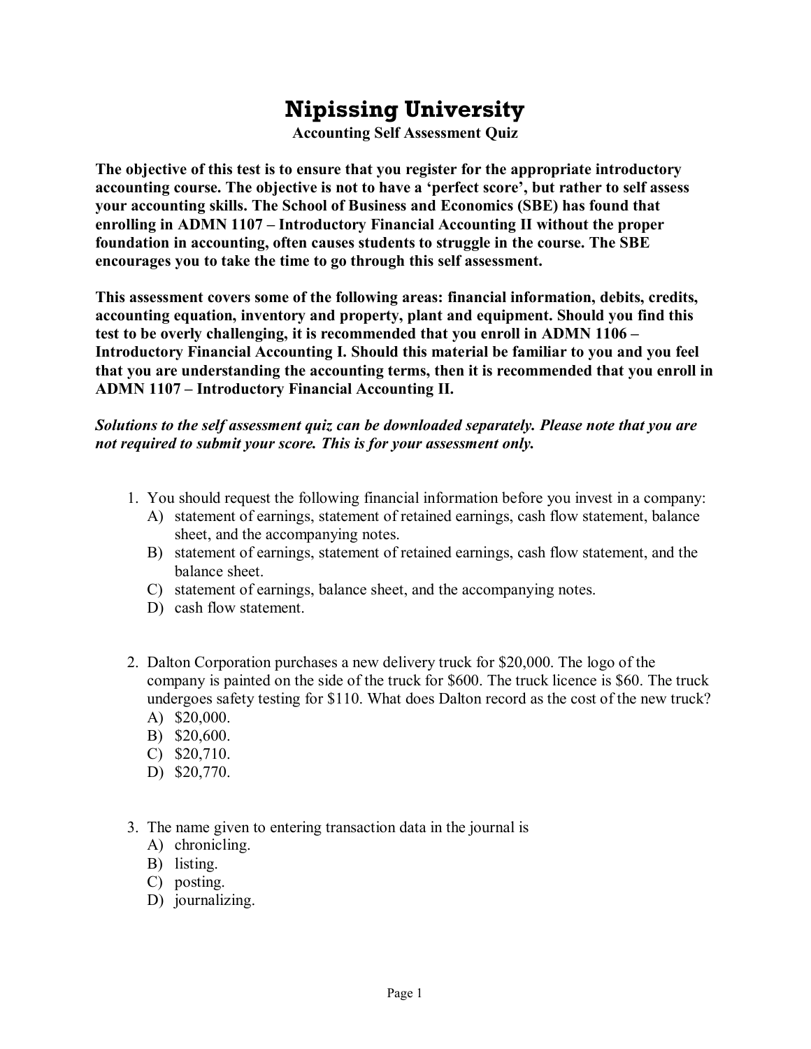# Nipissing University

**Accounting Self Assessment Quiz**

**The objective of this test is to ensure that you register for the appropriate introductory accounting course. The objective is not to have a 'perfect score', but rather to self assess your accounting skills. The School of Business and Economics (SBE) has found that enrolling in ADMN 1107 – Introductory Financial Accounting II without the proper foundation in accounting, often causes students to struggle in the course. The SBE encourages you to take the time to go through this self assessment.**

**This assessment covers some of the following areas: financial information, debits, credits, accounting equation, inventory and property, plant and equipment. Should you find this test to be overly challenging, it is recommended that you enroll in ADMN 1106 – Introductory Financial Accounting I. Should this material be familiar to you and you feel that you are understanding the accounting terms, then it is recommended that you enroll in ADMN 1107 – Introductory Financial Accounting II.**

***Solutions to the self assessment quiz can be downloaded separately. Please note that you are not required to submit your score. This is for your assessment only.***

1. You should request the following financial information before you invest in a company:
   A) statement of earnings, statement of retained earnings, cash flow statement, balance sheet, and the accompanying notes.
   B) statement of earnings, statement of retained earnings, cash flow statement, and the balance sheet.
   C) statement of earnings, balance sheet, and the accompanying notes.
   D) cash flow statement.

2. Dalton Corporation purchases a new delivery truck for $20,000. The logo of the company is painted on the side of the truck for $600. The truck licence is $60. The truck undergoes safety testing for $110. What does Dalton record as the cost of the new truck?
   A) $20,000.
   B) $20,600.
   C) $20,710.
   D) $20,770.

3. The name given to entering transaction data in the journal is
   A) chronicling.
   B) listing.
   C) posting.
   D) journalizing.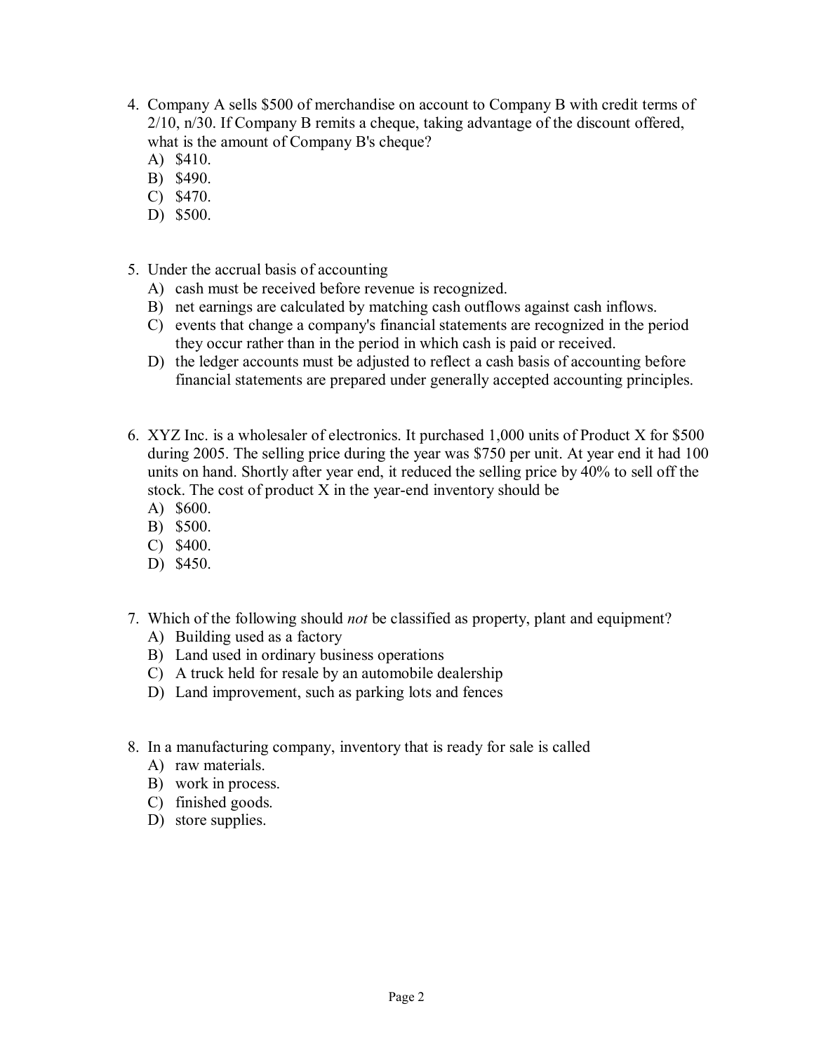4. Company A sells $500 of merchandise on account to Company B with credit terms of 2/10, n/30. If Company B remits a cheque, taking advantage of the discount offered, what is the amount of Company B's cheque?
   A) $410.
   B) $490.
   C) $470.
   D) $500.

5. Under the accrual basis of accounting
   A) cash must be received before revenue is recognized.
   B) net earnings are calculated by matching cash outflows against cash inflows.
   C) events that change a company's financial statements are recognized in the period they occur rather than in the period in which cash is paid or received.
   D) the ledger accounts must be adjusted to reflect a cash basis of accounting before financial statements are prepared under generally accepted accounting principles.

6. XYZ Inc. is a wholesaler of electronics. It purchased 1,000 units of Product X for $500 during 2005. The selling price during the year was $750 per unit. At year end it had 100 units on hand. Shortly after year end, it reduced the selling price by 40% to sell off the stock. The cost of product X in the year-end inventory should be
   A) $600.
   B) $500.
   C) $400.
   D) $450.

7. Which of the following should *not* be classified as property, plant and equipment?
   A) Building used as a factory
   B) Land used in ordinary business operations
   C) A truck held for resale by an automobile dealership
   D) Land improvement, such as parking lots and fences

8. In a manufacturing company, inventory that is ready for sale is called
   A) raw materials.
   B) work in process.
   C) finished goods.
   D) store supplies.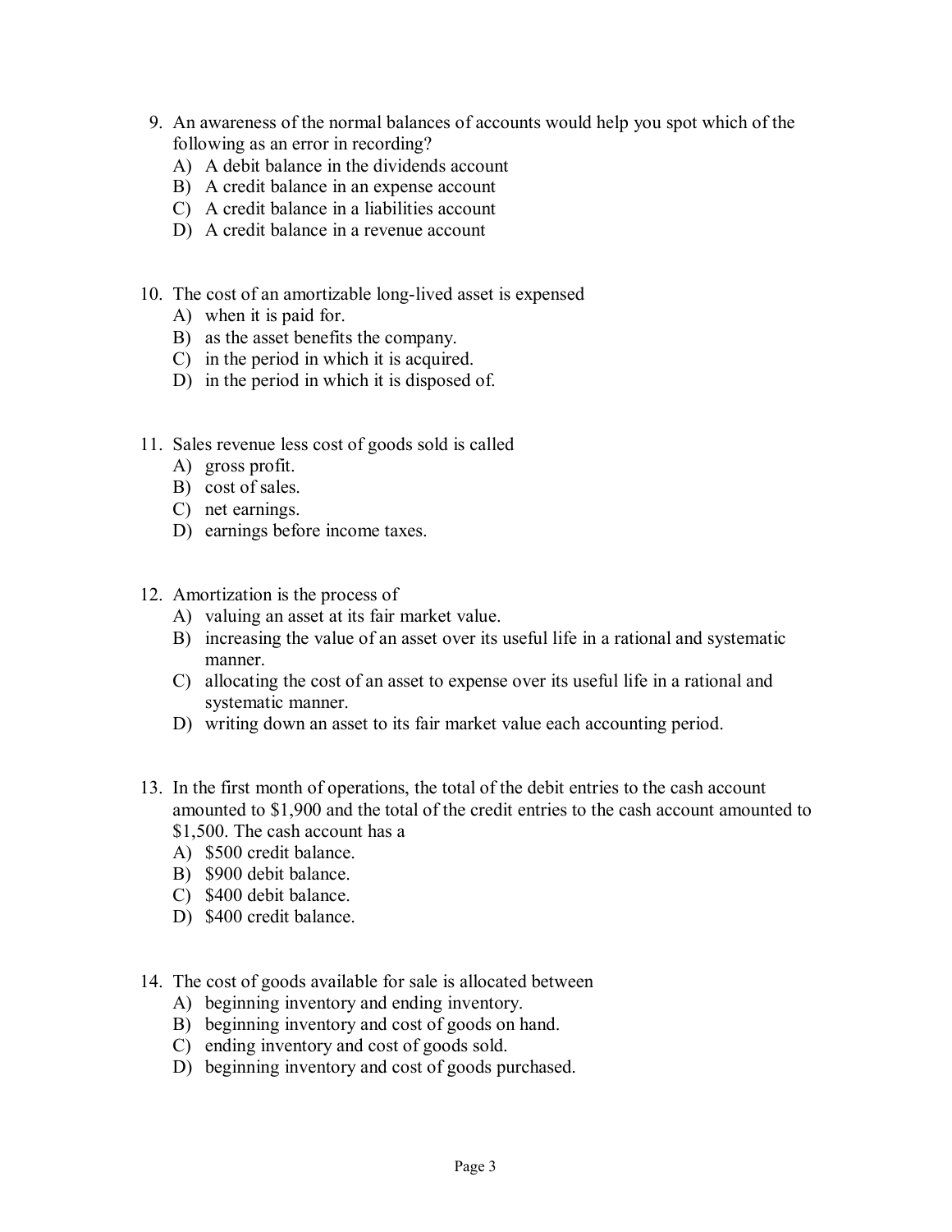9. An awareness of the normal balances of accounts would help you spot which of the following as an error in recording?
   A) A debit balance in the dividends account
   B) A credit balance in an expense account
   C) A credit balance in a liabilities account
   D) A credit balance in a revenue account

10. The cost of an amortizable long-lived asset is expensed
    A) when it is paid for.
    B) as the asset benefits the company.
    C) in the period in which it is acquired.
    D) in the period in which it is disposed of.

11. Sales revenue less cost of goods sold is called
    A) gross profit.
    B) cost of sales.
    C) net earnings.
    D) earnings before income taxes.

12. Amortization is the process of
    A) valuing an asset at its fair market value.
    B) increasing the value of an asset over its useful life in a rational and systematic manner.
    C) allocating the cost of an asset to expense over its useful life in a rational and systematic manner.
    D) writing down an asset to its fair market value each accounting period.

13. In the first month of operations, the total of the debit entries to the cash account amounted to $1,900 and the total of the credit entries to the cash account amounted to $1,500. The cash account has a
    A) $500 credit balance.
    B) $900 debit balance.
    C) $400 debit balance.
    D) $400 credit balance.

14. The cost of goods available for sale is allocated between
    A) beginning inventory and ending inventory.
    B) beginning inventory and cost of goods on hand.
    C) ending inventory and cost of goods sold.
    D) beginning inventory and cost of goods purchased.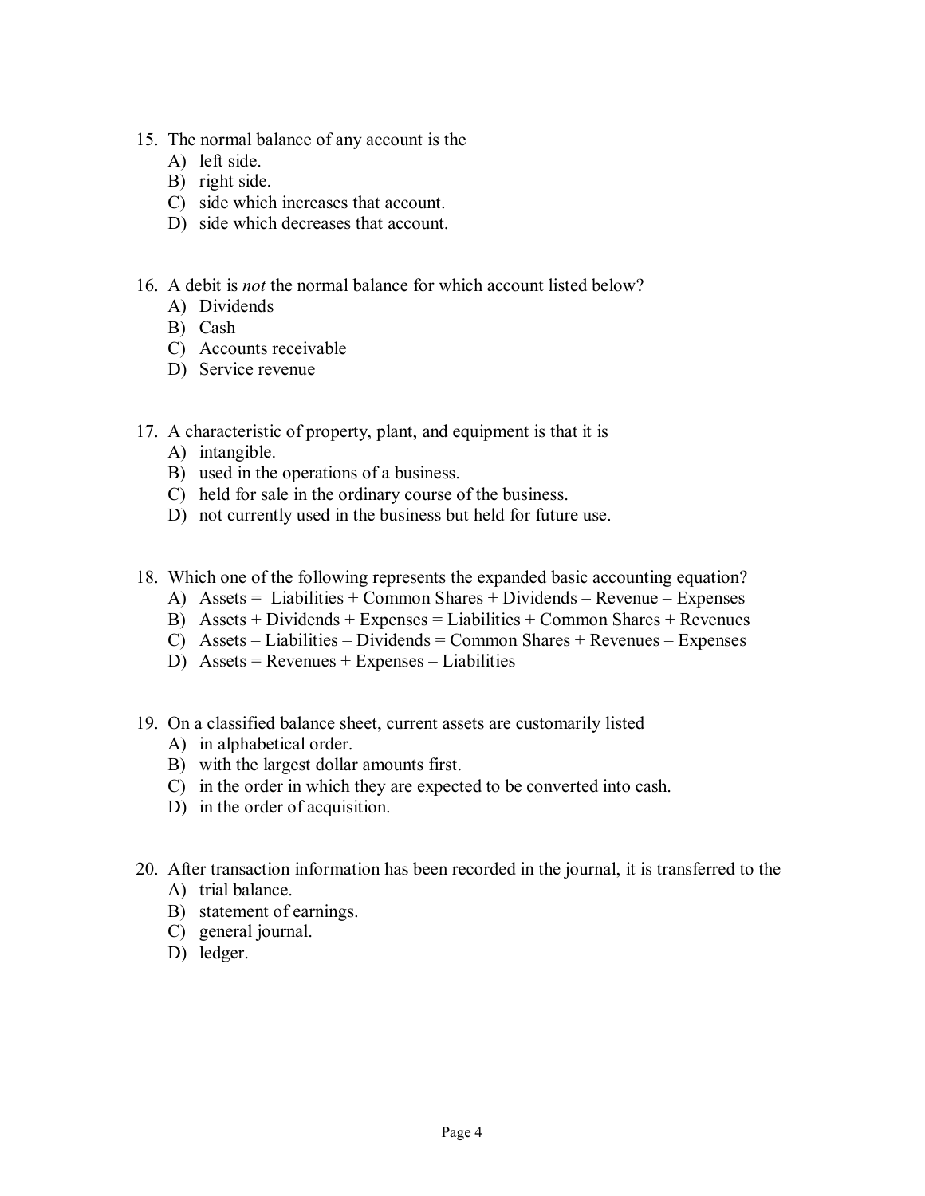15. The normal balance of any account is the
    A) left side.
    B) right side.
    C) side which increases that account.
    D) side which decreases that account.

16. A debit is *not* the normal balance for which account listed below?
    A) Dividends
    B) Cash
    C) Accounts receivable
    D) Service revenue

17. A characteristic of property, plant, and equipment is that it is
    A) intangible.
    B) used in the operations of a business.
    C) held for sale in the ordinary course of the business.
    D) not currently used in the business but held for future use.

18. Which one of the following represents the expanded basic accounting equation?
    A) Assets = Liabilities + Common Shares + Dividends – Revenue – Expenses
    B) Assets + Dividends + Expenses = Liabilities + Common Shares + Revenues
    C) Assets – Liabilities – Dividends = Common Shares + Revenues – Expenses
    D) Assets = Revenues + Expenses – Liabilities

19. On a classified balance sheet, current assets are customarily listed
    A) in alphabetical order.
    B) with the largest dollar amounts first.
    C) in the order in which they are expected to be converted into cash.
    D) in the order of acquisition.

20. After transaction information has been recorded in the journal, it is transferred to the
    A) trial balance.
    B) statement of earnings.
    C) general journal.
    D) ledger.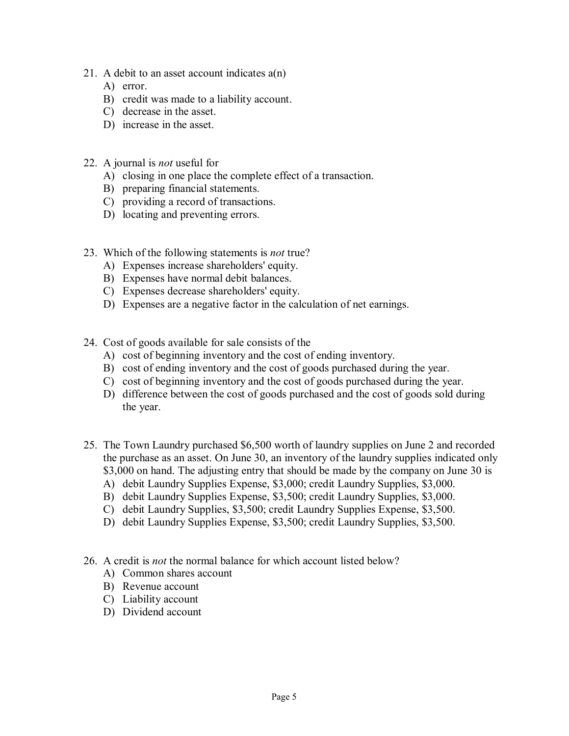21. A debit to an asset account indicates a(n)
    A) error.
    B) credit was made to a liability account.
    C) decrease in the asset.
    D) increase in the asset.

22. A journal is *not* useful for
    A) closing in one place the complete effect of a transaction.
    B) preparing financial statements.
    C) providing a record of transactions.
    D) locating and preventing errors.

23. Which of the following statements is *not* true?
    A) Expenses increase shareholders' equity.
    B) Expenses have normal debit balances.
    C) Expenses decrease shareholders' equity.
    D) Expenses are a negative factor in the calculation of net earnings.

24. Cost of goods available for sale consists of the
    A) cost of beginning inventory and the cost of ending inventory.
    B) cost of ending inventory and the cost of goods purchased during the year.
    C) cost of beginning inventory and the cost of goods purchased during the year.
    D) difference between the cost of goods purchased and the cost of goods sold during the year.

25. The Town Laundry purchased $6,500 worth of laundry supplies on June 2 and recorded the purchase as an asset. On June 30, an inventory of the laundry supplies indicated only $3,000 on hand. The adjusting entry that should be made by the company on June 30 is
    A) debit Laundry Supplies Expense, $3,000; credit Laundry Supplies, $3,000.
    B) debit Laundry Supplies Expense, $3,500; credit Laundry Supplies, $3,000.
    C) debit Laundry Supplies, $3,500; credit Laundry Supplies Expense, $3,500.
    D) debit Laundry Supplies Expense, $3,500; credit Laundry Supplies, $3,500.

26. A credit is *not* the normal balance for which account listed below?
    A) Common shares account
    B) Revenue account
    C) Liability account
    D) Dividend account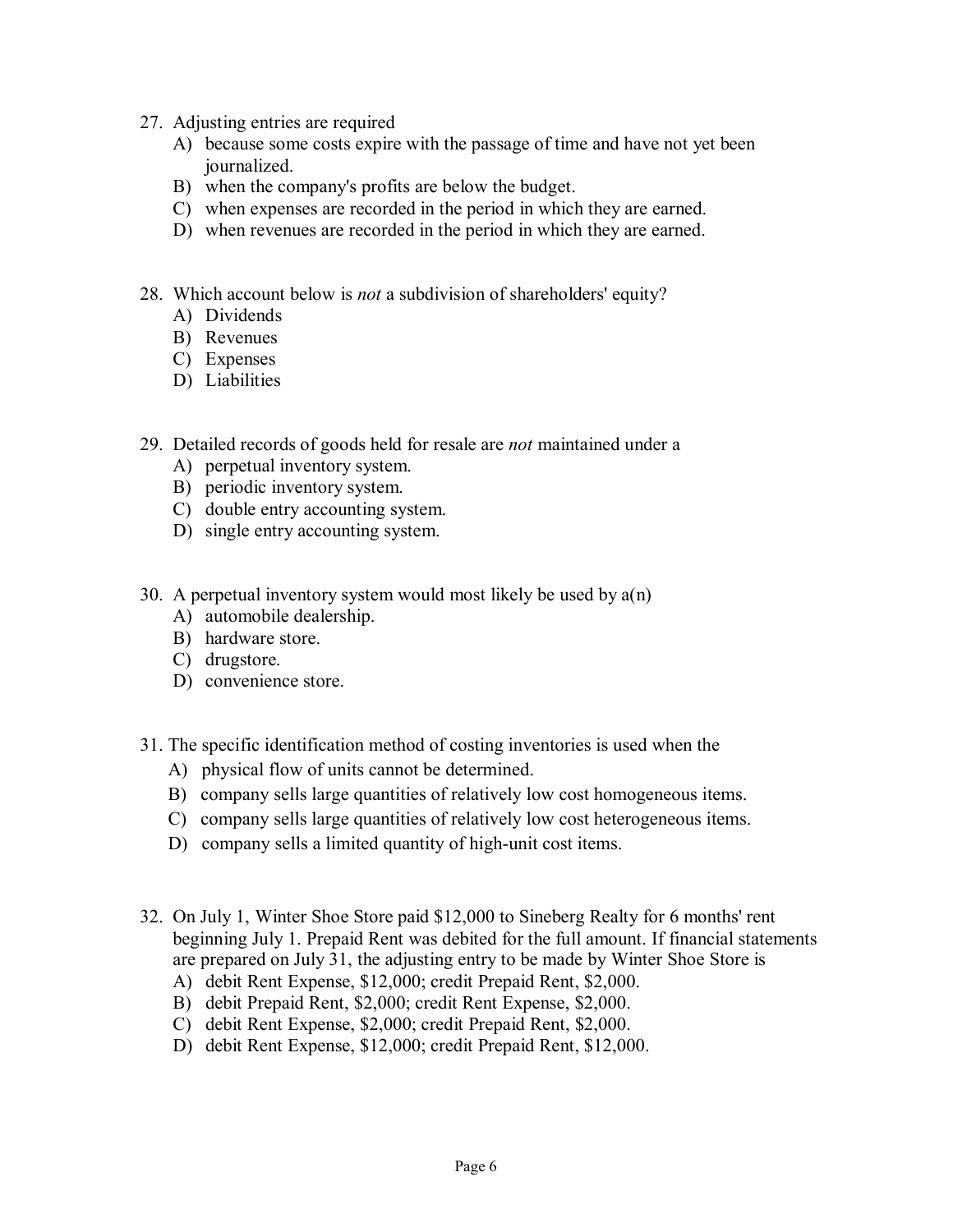27. Adjusting entries are required
   A) because some costs expire with the passage of time and have not yet been journalized.
   B) when the company's profits are below the budget.
   C) when expenses are recorded in the period in which they are earned.
   D) when revenues are recorded in the period in which they are earned.

28. Which account below is *not* a subdivision of shareholders' equity?
   A) Dividends
   B) Revenues
   C) Expenses
   D) Liabilities

29. Detailed records of goods held for resale are *not* maintained under a
   A) perpetual inventory system.
   B) periodic inventory system.
   C) double entry accounting system.
   D) single entry accounting system.

30. A perpetual inventory system would most likely be used by a(n)
   A) automobile dealership.
   B) hardware store.
   C) drugstore.
   D) convenience store.

31. The specific identification method of costing inventories is used when the
   A) physical flow of units cannot be determined.
   B) company sells large quantities of relatively low cost homogeneous items.
   C) company sells large quantities of relatively low cost heterogeneous items.
   D) company sells a limited quantity of high-unit cost items.

32. On July 1, Winter Shoe Store paid $12,000 to Sineberg Realty for 6 months' rent beginning July 1. Prepaid Rent was debited for the full amount. If financial statements are prepared on July 31, the adjusting entry to be made by Winter Shoe Store is
   A) debit Rent Expense, $12,000; credit Prepaid Rent, $2,000.
   B) debit Prepaid Rent, $2,000; credit Rent Expense, $2,000.
   C) debit Rent Expense, $2,000; credit Prepaid Rent, $2,000.
   D) debit Rent Expense, $12,000; credit Prepaid Rent, $12,000.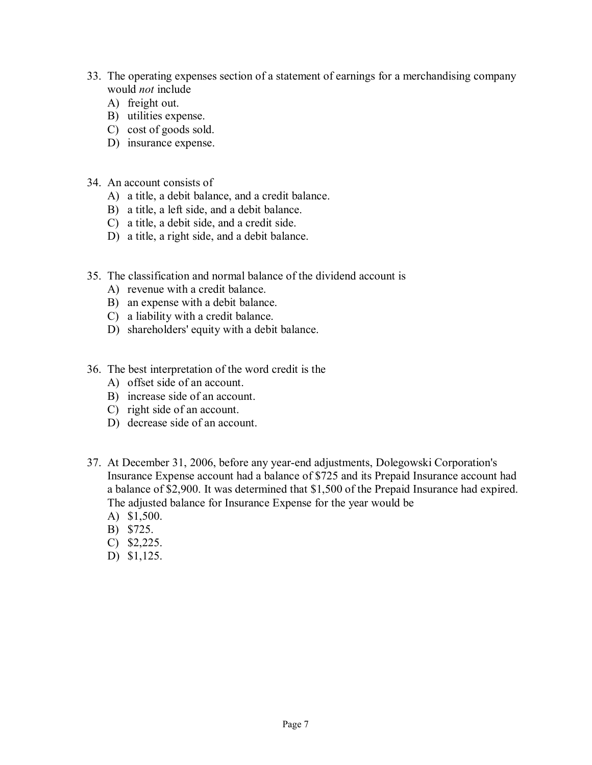33. The operating expenses section of a statement of earnings for a merchandising company would *not* include
    A) freight out.
    B) utilities expense.
    C) cost of goods sold.
    D) insurance expense.

34. An account consists of
    A) a title, a debit balance, and a credit balance.
    B) a title, a left side, and a debit balance.
    C) a title, a debit side, and a credit side.
    D) a title, a right side, and a debit balance.

35. The classification and normal balance of the dividend account is
    A) revenue with a credit balance.
    B) an expense with a debit balance.
    C) a liability with a credit balance.
    D) shareholders' equity with a debit balance.

36. The best interpretation of the word credit is the
    A) offset side of an account.
    B) increase side of an account.
    C) right side of an account.
    D) decrease side of an account.

37. At December 31, 2006, before any year-end adjustments, Dolegowski Corporation's Insurance Expense account had a balance of $725 and its Prepaid Insurance account had a balance of $2,900. It was determined that $1,500 of the Prepaid Insurance had expired. The adjusted balance for Insurance Expense for the year would be
    A) $1,500.
    B) $725.
    C) $2,225.
    D) $1,125.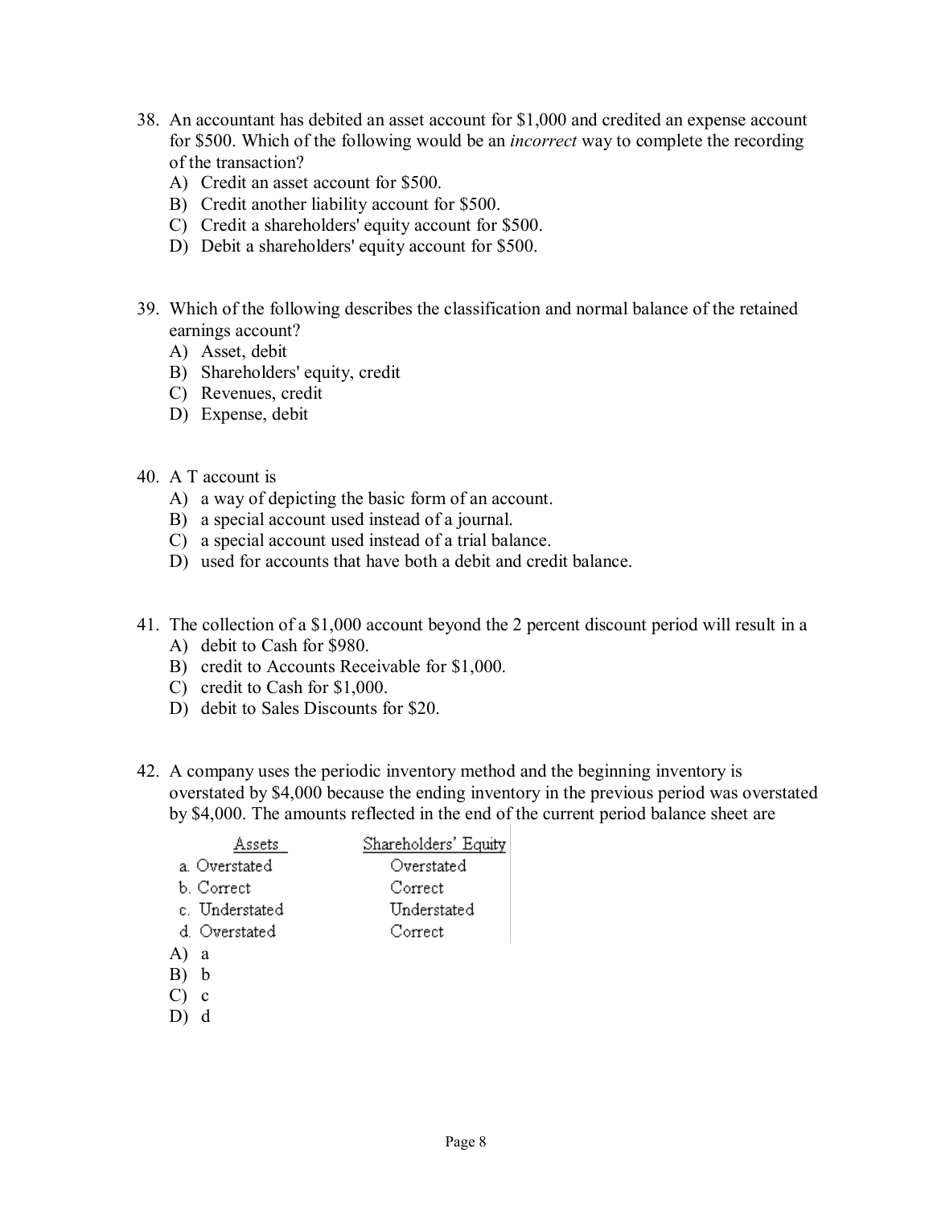38. An accountant has debited an asset account for $1,000 and credited an expense account for $500. Which of the following would be an *incorrect* way to complete the recording of the transaction?
    A) Credit an asset account for $500.
    B) Credit another liability account for $500.
    C) Credit a shareholders' equity account for $500.
    D) Debit a shareholders' equity account for $500.

39. Which of the following describes the classification and normal balance of the retained earnings account?
    A) Asset, debit
    B) Shareholders' equity, credit
    C) Revenues, credit
    D) Expense, debit

40. A T account is
    A) a way of depicting the basic form of an account.
    B) a special account used instead of a journal.
    C) a special account used instead of a trial balance.
    D) used for accounts that have both a debit and credit balance.

41. The collection of a $1,000 account beyond the 2 percent discount period will result in a
    A) debit to Cash for $980.
    B) credit to Accounts Receivable for $1,000.
    C) credit to Cash for $1,000.
    D) debit to Sales Discounts for $20.

42. A company uses the periodic inventory method and the beginning inventory is overstated by $4,000 because the ending inventory in the previous period was overstated by $4,000. The amounts reflected in the end of the current period balance sheet are

| | Assets | Shareholders' Equity |
|---|---|---|
| a. | Overstated | Overstated |
| b. | Correct | Correct |
| c. | Understated | Understated |
| d. | Overstated | Correct |

    A) a
    B) b
    C) c
    D) d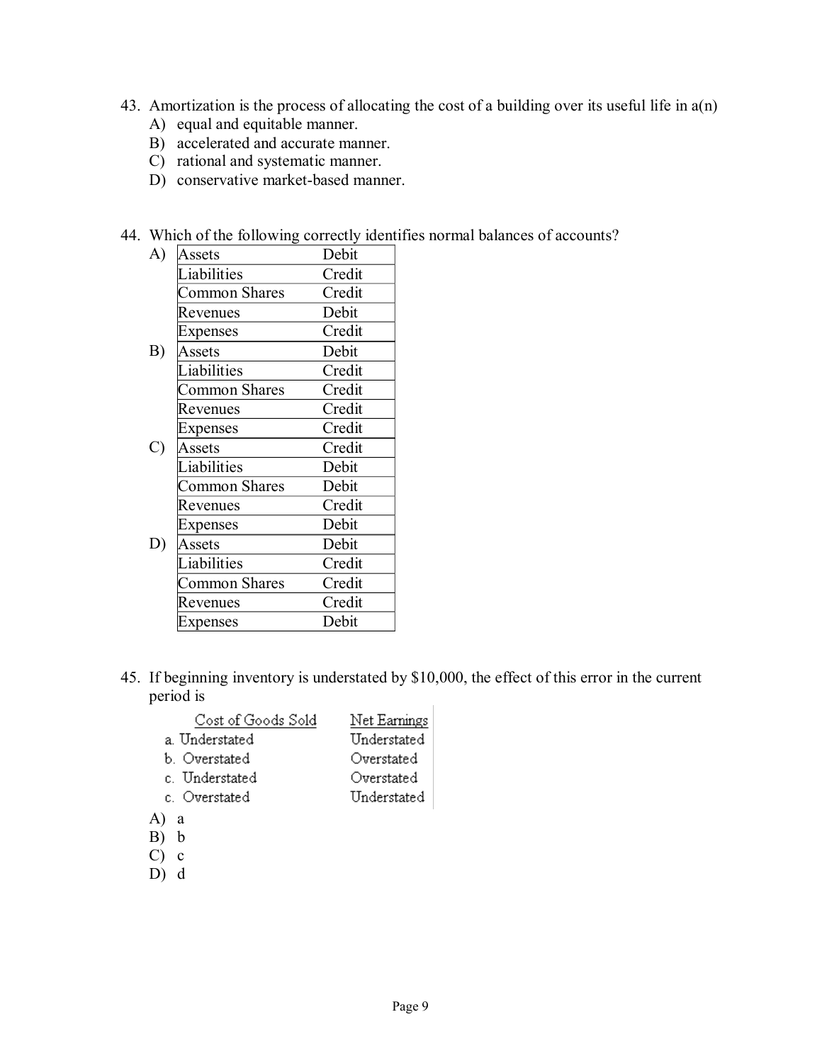43. Amortization is the process of allocating the cost of a building over its useful life in a(n)
    A) equal and equitable manner.
    B) accelerated and accurate manner.
    C) rational and systematic manner.
    D) conservative market-based manner.

44. Which of the following correctly identifies normal balances of accounts?

A)

| | |
|---|---|
| Assets | Debit |
| Liabilities | Credit |
| Common Shares | Credit |
| Revenues | Debit |
| Expenses | Credit |

B)

| | |
|---|---|
| Assets | Debit |
| Liabilities | Credit |
| Common Shares | Credit |
| Revenues | Credit |
| Expenses | Credit |

C)

| | |
|---|---|
| Assets | Credit |
| Liabilities | Debit |
| Common Shares | Debit |
| Revenues | Credit |
| Expenses | Debit |

D)

| | |
|---|---|
| Assets | Debit |
| Liabilities | Credit |
| Common Shares | Credit |
| Revenues | Credit |
| Expenses | Debit |

45. If beginning inventory is understated by $10,000, the effect of this error in the current period is

| | Cost of Goods Sold | Net Earnings |
|---|---|---|
| a. | Understated | Understated |
| b. | Overstated | Overstated |
| c. | Understated | Overstated |
| c. | Overstated | Understated |

A) a
B) b
C) c
D) d